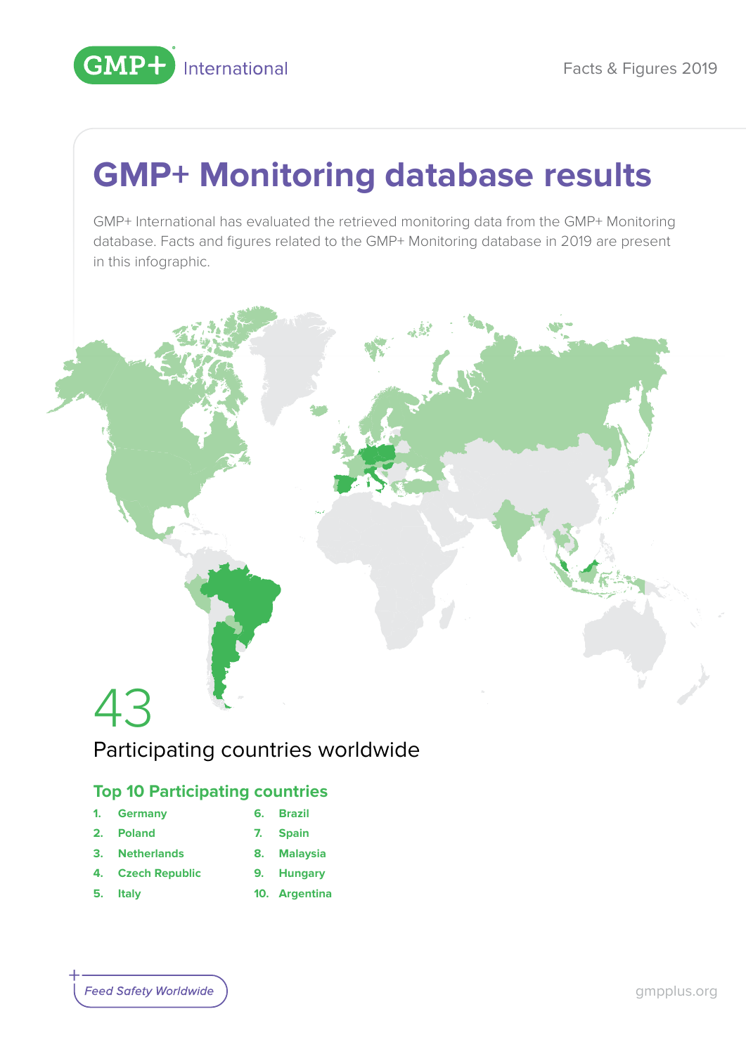# GMP+ Monitoring database results

GMP+ International has evaluated the retrieved monitoring data from the GMP+ Monitoring database. Facts and figures related to the GMP+ Monitoring database in 2019 are present in this infographic.

## 43

Participating countries worldwide

### Top 10 Participating countries

1. Germany
2. Poland
3. Netherlands
4. Czech Republic
5. Italy
6. Brazil
7. Spain
8. Malaysia
9. Hungary
10. Argentina

*Feed Safety Worldwide*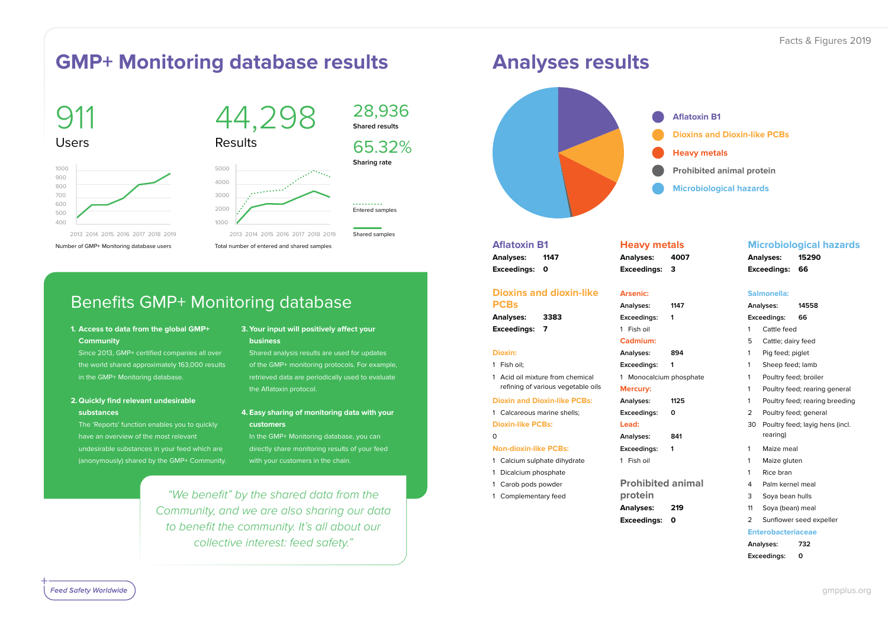# GMP+ Monitoring database results

**911**
Users

Number of GMP+ Monitoring database users

**44,298**
Results

Total number of entered and shared samples

**28,936**
Shared results

**65.32%**
Sharing rate

Entered samples

Shared samples

## Benefits GMP+ Monitoring database

1. **Access to data from the global GMP+ Community**
   Since 2013, GMP+ certified companies all over the world shared approximately 163,000 results in the GMP+ Monitoring database.

2. **Quickly find relevant undesirable substances**
   The 'Reports' function enables you to quickly have an overview of the most relevant undesirable substances in your feed which are (anonymously) shared by the GMP+ Community.

3. **Your input will positively affect your business**
   Shared analysis results are used for updates of the GMP+ monitoring protocols. For example, retrieved data are periodically used to evaluate the Aflatoxin protocol.

4. **Easy sharing of monitoring data with your customers**
   In the GMP+ Monitoring database, you can directly share monitoring results of your feed with your customers in the chain.

*"We benefit" by the shared data from the Community, and we are also sharing our data to benefit the community. It's all about our collective interest: feed safety."*

# Analyses results

- Aflatoxin B1
- Dioxins and Dioxin-like PCBs
- Heavy metals
- Prohibited animal protein
- Microbiological hazards

### Aflatoxin B1

**Analyses:** 1147
**Exceedings:** 0

### Dioxins and dioxin-like PCBs

**Analyses:** 3383
**Exceedings:** 7

**Dioxin:**

- 1 Fish oil;
- 1 Acid oil mixture from chemical refining of various vegetable oils

**Dioxin and Dioxin-like PCBs:**

- 1 Calcareous marine shells;

**Dioxin-like PCBs:**

0

**Non-dioxin-like PCBs:**

- 1 Calcium sulphate dihydrate
- 1 Dicalcium phosphate
- 1 Carob pods powder
- 1 Complementary feed

### Heavy metals

**Analyses:** 4007
**Exceedings:** 3

**Arsenic:**
Analyses: 1147
Exceedings: 1

- 1 Fish oil

**Cadmium:**
Analyses: 894
Exceedings: 1

- 1 Monocalcium phosphate

**Mercury:**
Analyses: 1125
Exceedings: 0

**Lead:**
Analyses: 841
Exceedings: 1

- 1 Fish oil

### Prohibited animal protein

**Analyses:** 219
**Exceedings:** 0

### Microbiological hazards

**Analyses:** 15290
**Exceedings:** 66

**Salmonella:**
Analyses: 14558
Exceedings: 66

- 1 Cattle feed
- 5 Cattle; dairy feed
- 1 Pig feed; piglet
- 1 Sheep feed; lamb
- 1 Poultry feed; broiler
- 1 Poultry feed; rearing general
- 1 Poultry feed; rearing breeding
- 2 Poultry feed; general
- 30 Poultry feed; layig hens (incl. rearing)
- 1 Maize meal
- 1 Maize gluten
- 1 Rice bran
- 4 Palm kernel meal
- 3 Soya bean hulls
- 11 Soya (bean) meal
- 2 Sunflower seed expeller

**Enterobacteriaceae**
Analyses: 732
Exceedings: 0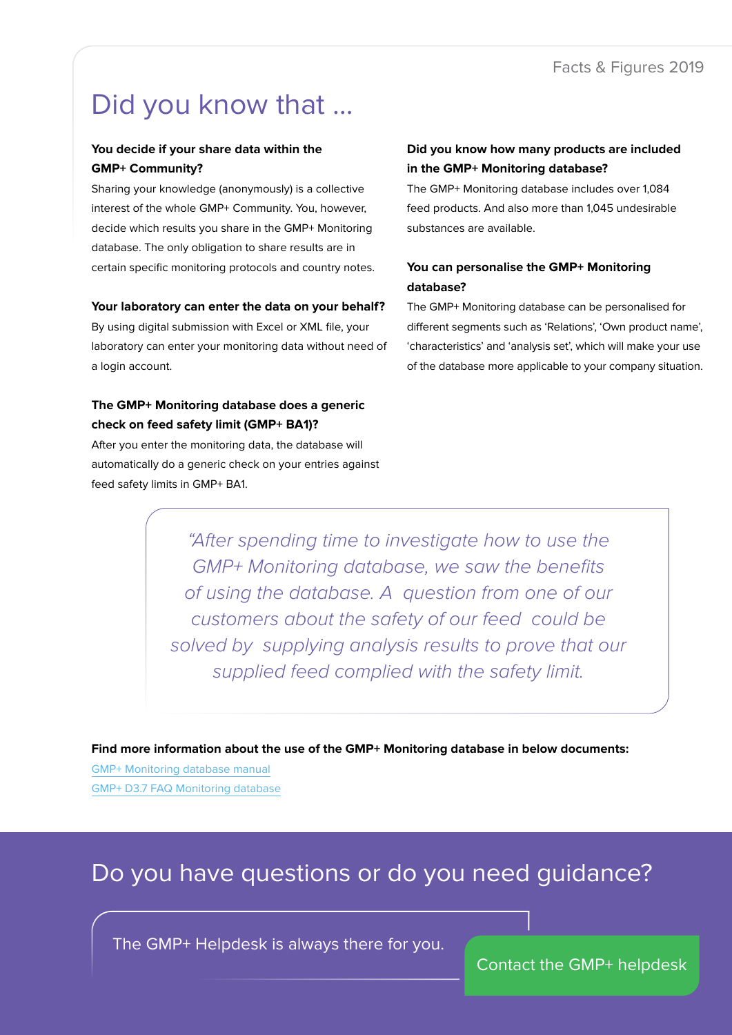# Did you know that ...

**You decide if your share data within the GMP+ Community?**

Sharing your knowledge (anonymously) is a collective interest of the whole GMP+ Community. You, however, decide which results you share in the GMP+ Monitoring database. The only obligation to share results are in certain specific monitoring protocols and country notes.

**Your laboratory can enter the data on your behalf?**

By using digital submission with Excel or XML file, your laboratory can enter your monitoring data without need of a login account.

**The GMP+ Monitoring database does a generic check on feed safety limit (GMP+ BA1)?**

After you enter the monitoring data, the database will automatically do a generic check on your entries against feed safety limits in GMP+ BA1.

**Did you know how many products are included in the GMP+ Monitoring database?**

The GMP+ Monitoring database includes over 1,084 feed products. And also more than 1,045 undesirable substances are available.

**You can personalise the GMP+ Monitoring database?**

The GMP+ Monitoring database can be personalised for different segments such as 'Relations', 'Own product name', 'characteristics' and 'analysis set', which will make your use of the database more applicable to your company situation.

*"After spending time to investigate how to use the GMP+ Monitoring database, we saw the benefits of using the database. A question from one of our customers about the safety of our feed could be solved by supplying analysis results to prove that our supplied feed complied with the safety limit.*

**Find more information about the use of the GMP+ Monitoring database in below documents:**

GMP+ Monitoring database manual
GMP+ D3.7 FAQ Monitoring database

## Do you have questions or do you need guidance?

The GMP+ Helpdesk is always there for you.

Contact the GMP+ helpdesk